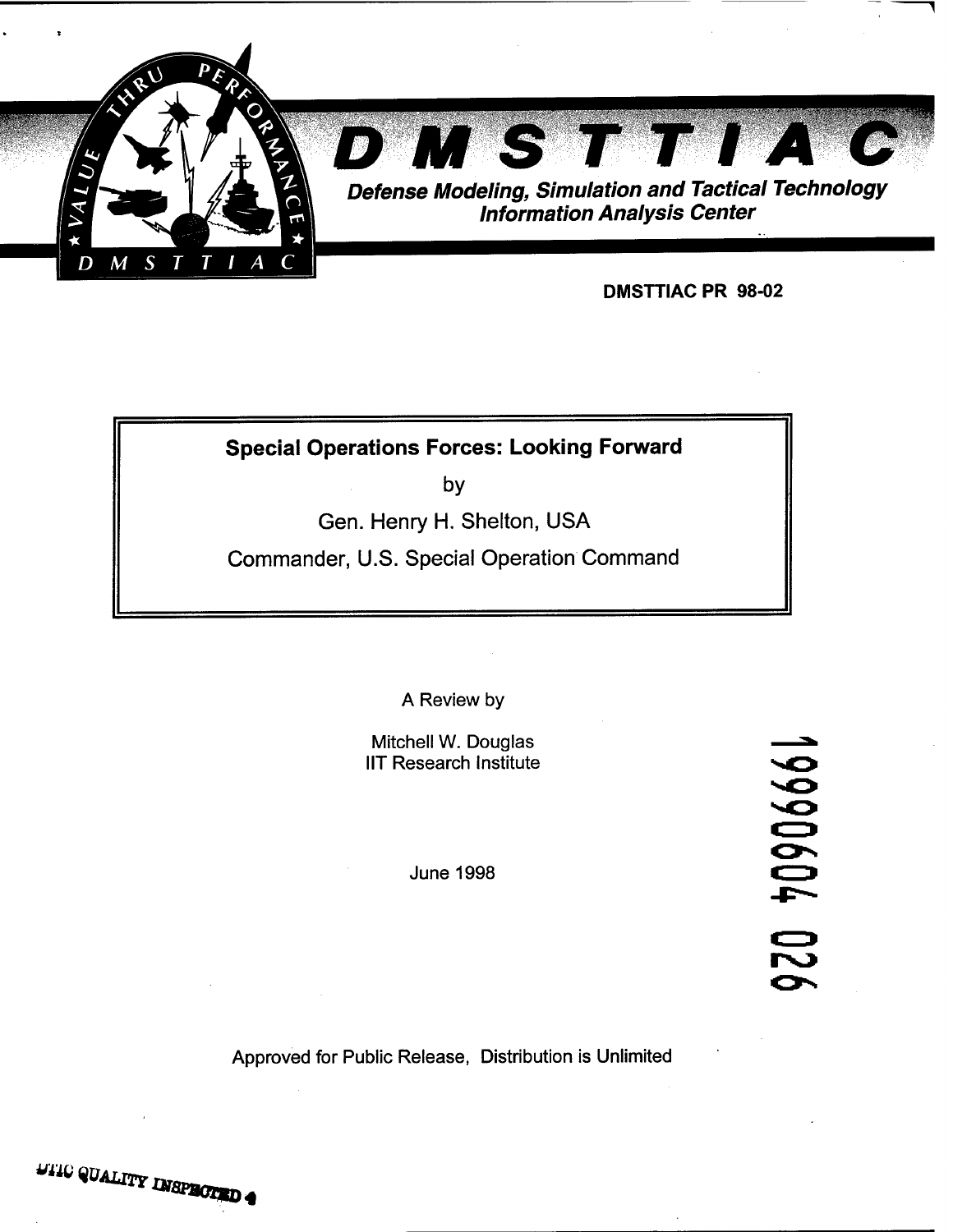# DMSTTIAC

***Defense Modeling, Simulation and Tactical Technology Information Analysis Center***

**DMSTTIAC PR 98-02**

## Special Operations Forces: Looking Forward

by

Gen. Henry H. Shelton, USA

Commander, U.S. Special Operation Command

A Review by

Mitchell W. Douglas
IIT Research Institute

June 1998

19990604 026

Approved for Public Release, Distribution is Unlimited

DTIC QUALITY INSPECTED 4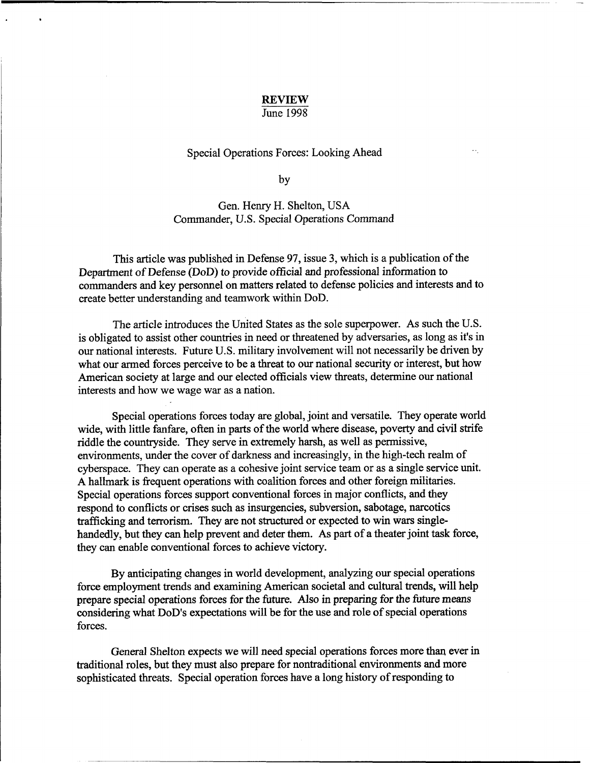**REVIEW**
June 1998

Special Operations Forces: Looking Ahead

by

Gen. Henry H. Shelton, USA
Commander, U.S. Special Operations Command

This article was published in Defense 97, issue 3, which is a publication of the Department of Defense (DoD) to provide official and professional information to commanders and key personnel on matters related to defense policies and interests and to create better understanding and teamwork within DoD.

The article introduces the United States as the sole superpower. As such the U.S. is obligated to assist other countries in need or threatened by adversaries, as long as it's in our national interests. Future U.S. military involvement will not necessarily be driven by what our armed forces perceive to be a threat to our national security or interest, but how American society at large and our elected officials view threats, determine our national interests and how we wage war as a nation.

Special operations forces today are global, joint and versatile. They operate world wide, with little fanfare, often in parts of the world where disease, poverty and civil strife riddle the countryside. They serve in extremely harsh, as well as permissive, environments, under the cover of darkness and increasingly, in the high-tech realm of cyberspace. They can operate as a cohesive joint service team or as a single service unit. A hallmark is frequent operations with coalition forces and other foreign militaries. Special operations forces support conventional forces in major conflicts, and they respond to conflicts or crises such as insurgencies, subversion, sabotage, narcotics trafficking and terrorism. They are not structured or expected to win wars single-handedly, but they can help prevent and deter them. As part of a theater joint task force, they can enable conventional forces to achieve victory.

By anticipating changes in world development, analyzing our special operations force employment trends and examining American societal and cultural trends, will help prepare special operations forces for the future. Also in preparing for the future means considering what DoD's expectations will be for the use and role of special operations forces.

General Shelton expects we will need special operations forces more than ever in traditional roles, but they must also prepare for nontraditional environments and more sophisticated threats. Special operation forces have a long history of responding to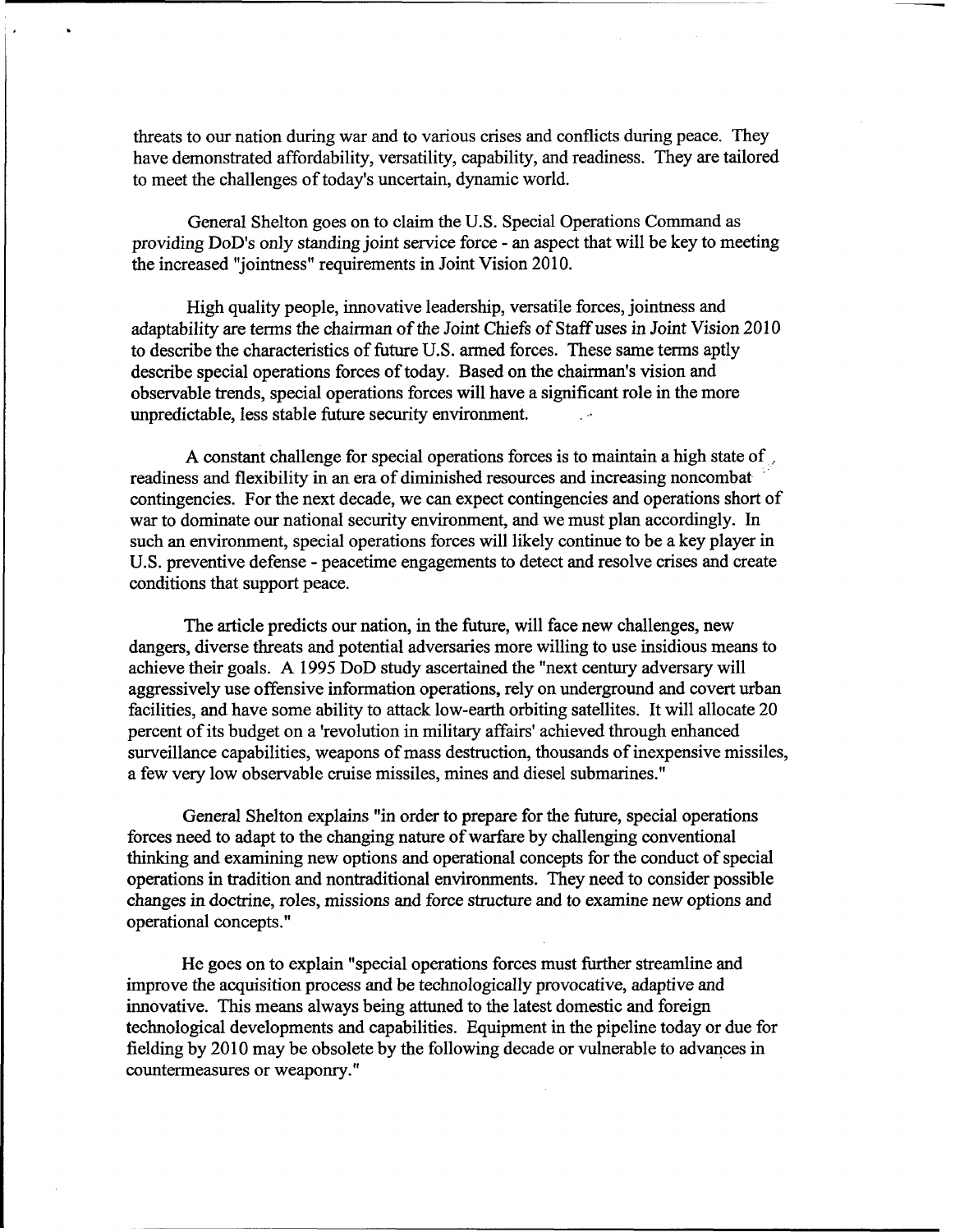threats to our nation during war and to various crises and conflicts during peace. They have demonstrated affordability, versatility, capability, and readiness. They are tailored to meet the challenges of today's uncertain, dynamic world.

General Shelton goes on to claim the U.S. Special Operations Command as providing DoD's only standing joint service force - an aspect that will be key to meeting the increased "jointness" requirements in Joint Vision 2010.

High quality people, innovative leadership, versatile forces, jointness and adaptability are terms the chairman of the Joint Chiefs of Staff uses in Joint Vision 2010 to describe the characteristics of future U.S. armed forces. These same terms aptly describe special operations forces of today. Based on the chairman's vision and observable trends, special operations forces will have a significant role in the more unpredictable, less stable future security environment.

A constant challenge for special operations forces is to maintain a high state of readiness and flexibility in an era of diminished resources and increasing noncombat contingencies. For the next decade, we can expect contingencies and operations short of war to dominate our national security environment, and we must plan accordingly. In such an environment, special operations forces will likely continue to be a key player in U.S. preventive defense - peacetime engagements to detect and resolve crises and create conditions that support peace.

The article predicts our nation, in the future, will face new challenges, new dangers, diverse threats and potential adversaries more willing to use insidious means to achieve their goals. A 1995 DoD study ascertained the "next century adversary will aggressively use offensive information operations, rely on underground and covert urban facilities, and have some ability to attack low-earth orbiting satellites. It will allocate 20 percent of its budget on a 'revolution in military affairs' achieved through enhanced surveillance capabilities, weapons of mass destruction, thousands of inexpensive missiles, a few very low observable cruise missiles, mines and diesel submarines."

General Shelton explains "in order to prepare for the future, special operations forces need to adapt to the changing nature of warfare by challenging conventional thinking and examining new options and operational concepts for the conduct of special operations in tradition and nontraditional environments. They need to consider possible changes in doctrine, roles, missions and force structure and to examine new options and operational concepts."

He goes on to explain "special operations forces must further streamline and improve the acquisition process and be technologically provocative, adaptive and innovative. This means always being attuned to the latest domestic and foreign technological developments and capabilities. Equipment in the pipeline today or due for fielding by 2010 may be obsolete by the following decade or vulnerable to advances in countermeasures or weaponry."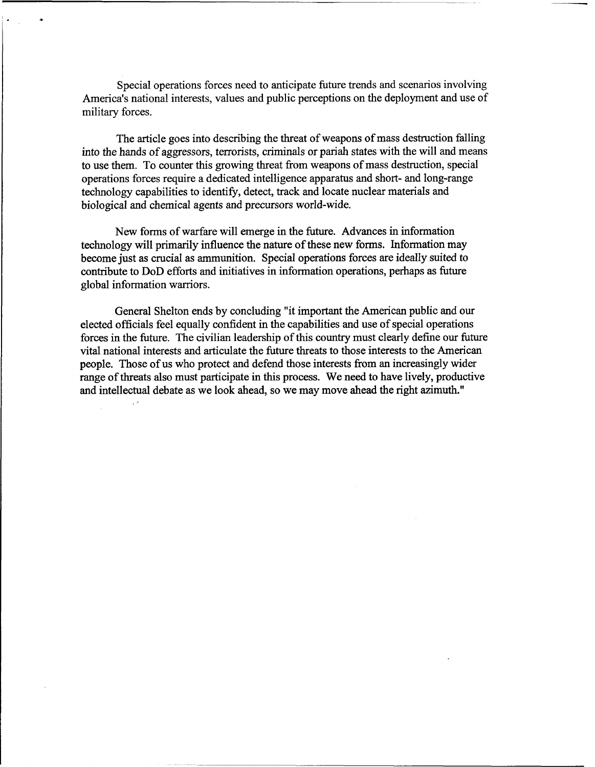Special operations forces need to anticipate future trends and scenarios involving America's national interests, values and public perceptions on the deployment and use of military forces.

The article goes into describing the threat of weapons of mass destruction falling into the hands of aggressors, terrorists, criminals or pariah states with the will and means to use them. To counter this growing threat from weapons of mass destruction, special operations forces require a dedicated intelligence apparatus and short- and long-range technology capabilities to identify, detect, track and locate nuclear materials and biological and chemical agents and precursors world-wide.

New forms of warfare will emerge in the future. Advances in information technology will primarily influence the nature of these new forms. Information may become just as crucial as ammunition. Special operations forces are ideally suited to contribute to DoD efforts and initiatives in information operations, perhaps as future global information warriors.

General Shelton ends by concluding "it important the American public and our elected officials feel equally confident in the capabilities and use of special operations forces in the future. The civilian leadership of this country must clearly define our future vital national interests and articulate the future threats to those interests to the American people. Those of us who protect and defend those interests from an increasingly wider range of threats also must participate in this process. We need to have lively, productive and intellectual debate as we look ahead, so we may move ahead the right azimuth."